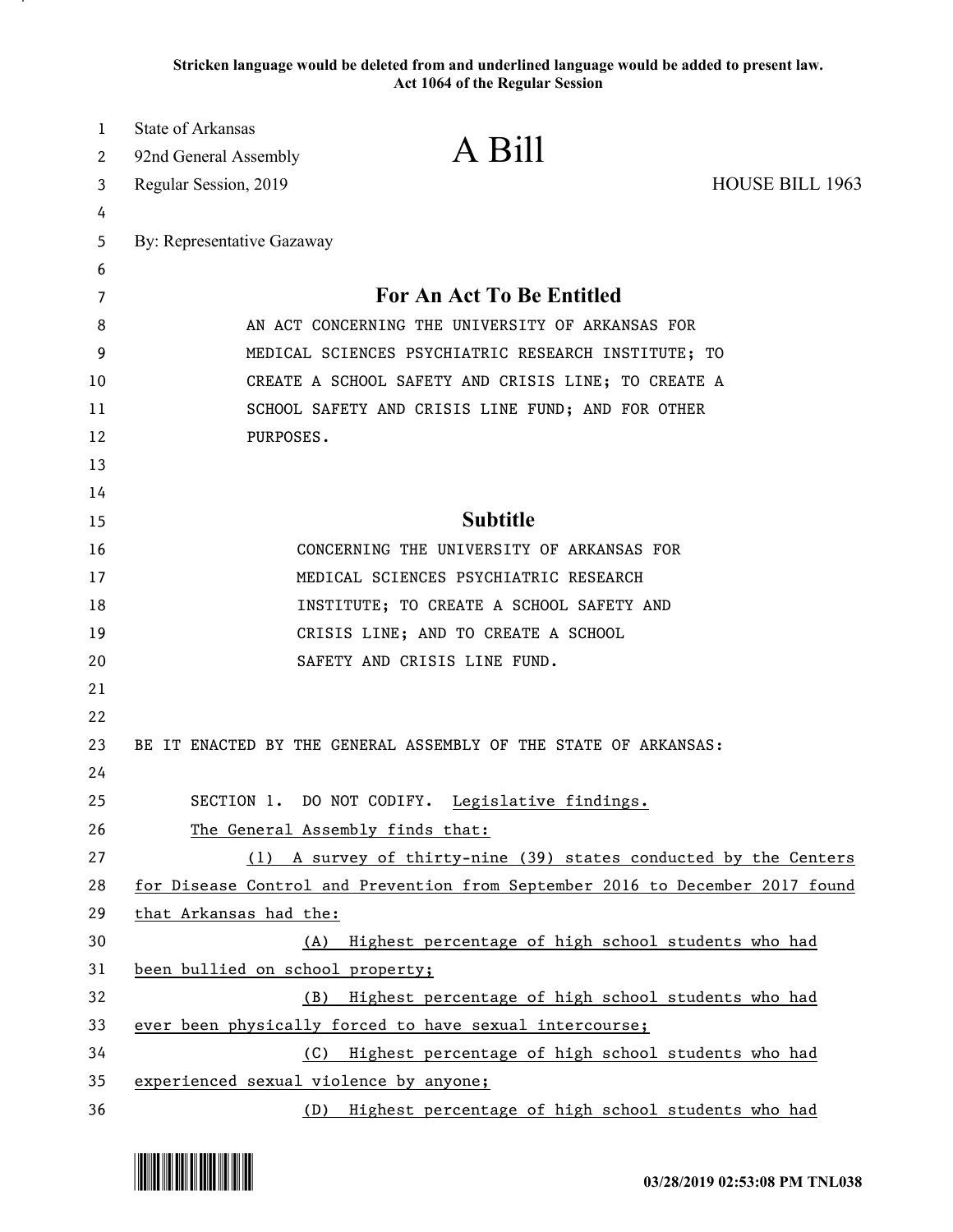**Stricken language would be deleted from and underlined language would be added to present law.**
**Act 1064 of the Regular Session**

State of Arkansas
92nd General Assembly
Regular Session, 2019

# A Bill

HOUSE BILL 1963

By: Representative Gazaway

## For An Act To Be Entitled

AN ACT CONCERNING THE UNIVERSITY OF ARKANSAS FOR MEDICAL SCIENCES PSYCHIATRIC RESEARCH INSTITUTE; TO CREATE A SCHOOL SAFETY AND CRISIS LINE; TO CREATE A SCHOOL SAFETY AND CRISIS LINE FUND; AND FOR OTHER PURPOSES.

## Subtitle

CONCERNING THE UNIVERSITY OF ARKANSAS FOR MEDICAL SCIENCES PSYCHIATRIC RESEARCH INSTITUTE; TO CREATE A SCHOOL SAFETY AND CRISIS LINE; AND TO CREATE A SCHOOL SAFETY AND CRISIS LINE FUND.

BE IT ENACTED BY THE GENERAL ASSEMBLY OF THE STATE OF ARKANSAS:

SECTION 1. DO NOT CODIFY. Legislative findings.

The General Assembly finds that:

(1) A survey of thirty-nine (39) states conducted by the Centers for Disease Control and Prevention from September 2016 to December 2017 found that Arkansas had the:

(A) Highest percentage of high school students who had been bullied on school property;

(B) Highest percentage of high school students who had ever been physically forced to have sexual intercourse;

(C) Highest percentage of high school students who had experienced sexual violence by anyone;

(D) Highest percentage of high school students who had

03/28/2019 02:53:08 PM TNL038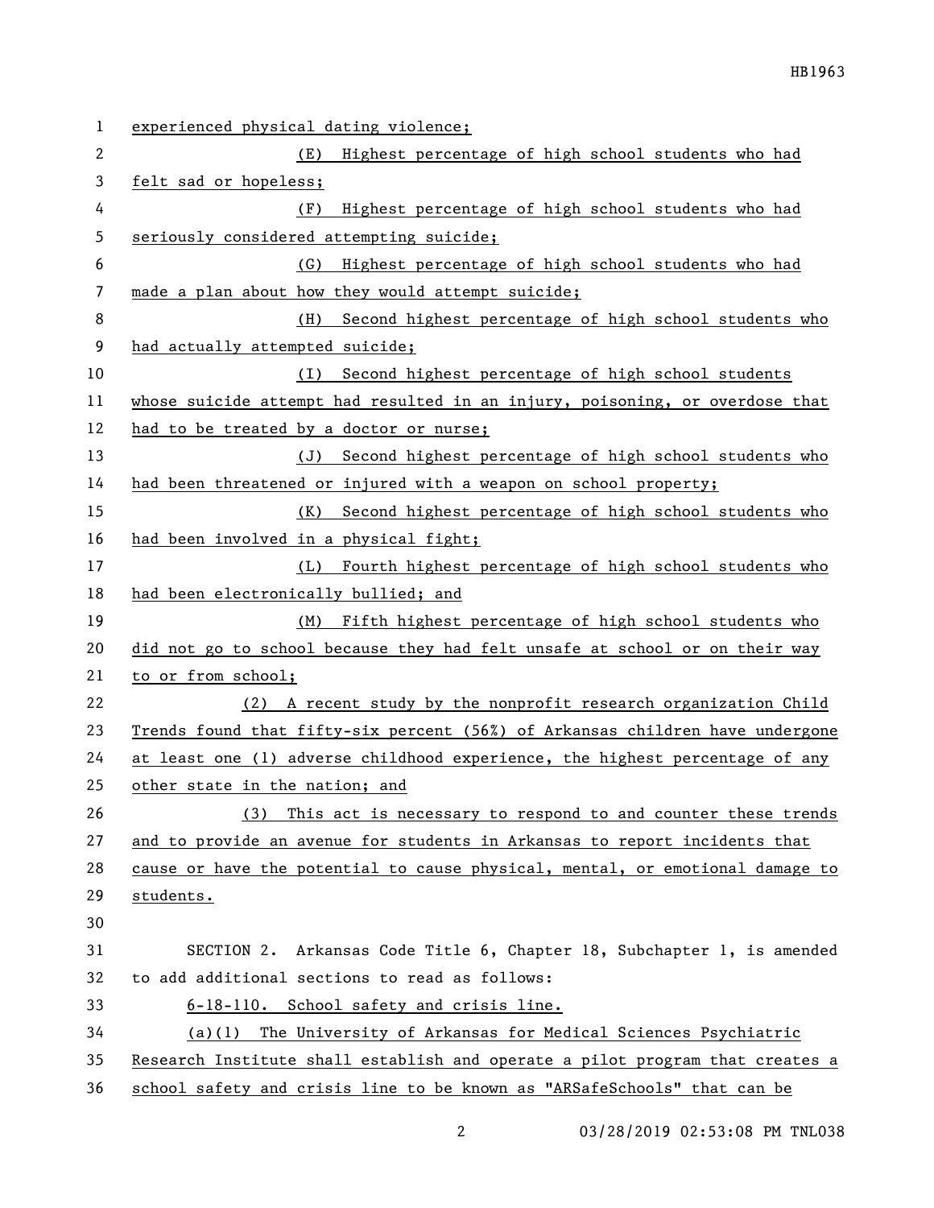experienced physical dating violence;

(E) Highest percentage of high school students who had felt sad or hopeless;

(F) Highest percentage of high school students who had seriously considered attempting suicide;

(G) Highest percentage of high school students who had made a plan about how they would attempt suicide;

(H) Second highest percentage of high school students who had actually attempted suicide;

(I) Second highest percentage of high school students whose suicide attempt had resulted in an injury, poisoning, or overdose that had to be treated by a doctor or nurse;

(J) Second highest percentage of high school students who had been threatened or injured with a weapon on school property;

(K) Second highest percentage of high school students who had been involved in a physical fight;

(L) Fourth highest percentage of high school students who had been electronically bullied; and

(M) Fifth highest percentage of high school students who did not go to school because they had felt unsafe at school or on their way to or from school;

(2) A recent study by the nonprofit research organization Child Trends found that fifty-six percent (56%) of Arkansas children have undergone at least one (1) adverse childhood experience, the highest percentage of any other state in the nation; and

(3) This act is necessary to respond to and counter these trends and to provide an avenue for students in Arkansas to report incidents that cause or have the potential to cause physical, mental, or emotional damage to students.

SECTION 2. Arkansas Code Title 6, Chapter 18, Subchapter 1, is amended to add additional sections to read as follows:

6-18-110. School safety and crisis line.

(a)(1) The University of Arkansas for Medical Sciences Psychiatric Research Institute shall establish and operate a pilot program that creates a school safety and crisis line to be known as "ARSafeSchools" that can be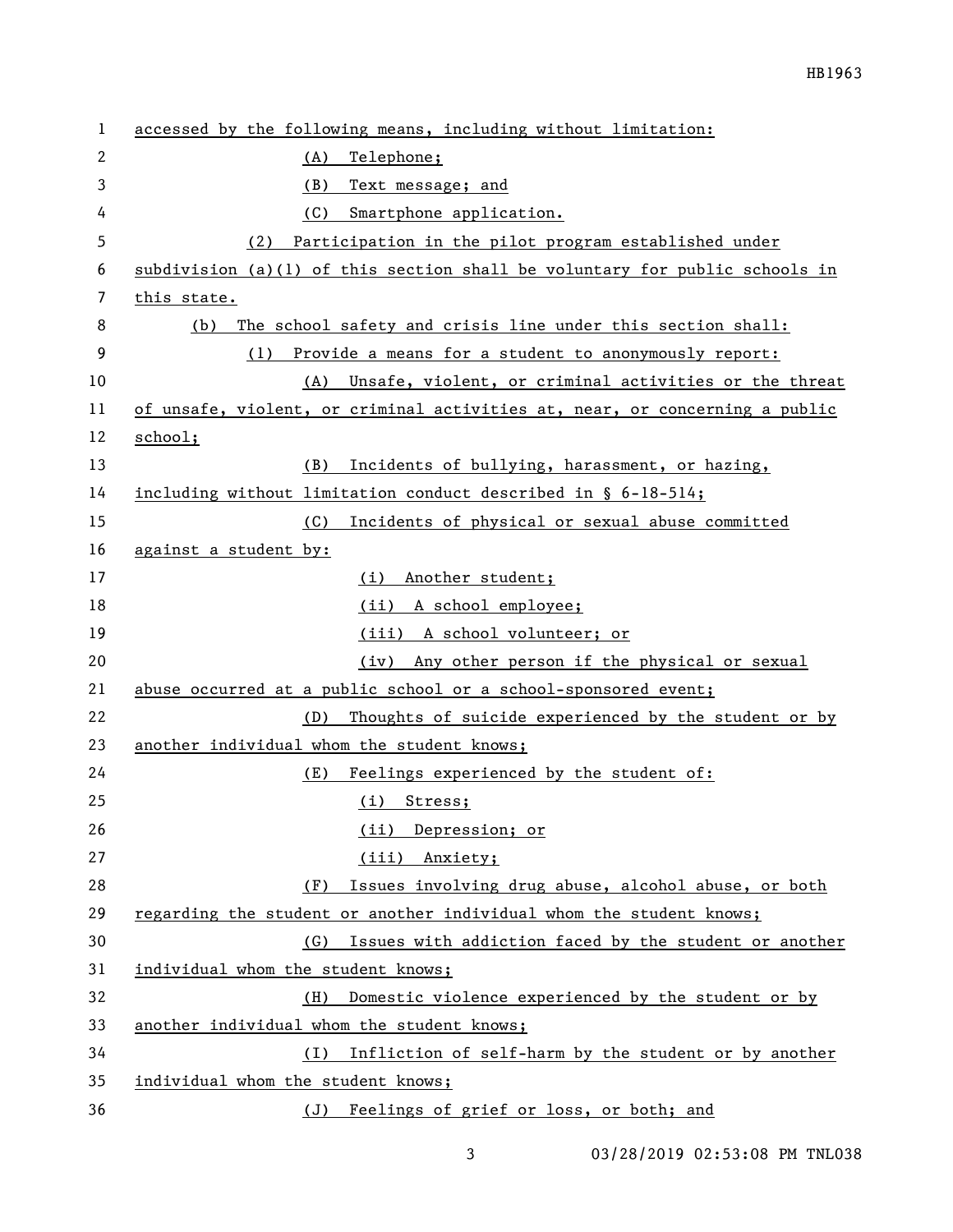accessed by the following means, including without limitation:

(A) Telephone;

(B) Text message; and

(C) Smartphone application.

(2) Participation in the pilot program established under subdivision (a)(1) of this section shall be voluntary for public schools in this state.

(b) The school safety and crisis line under this section shall:

(1) Provide a means for a student to anonymously report:

(A) Unsafe, violent, or criminal activities or the threat of unsafe, violent, or criminal activities at, near, or concerning a public school;

(B) Incidents of bullying, harassment, or hazing, including without limitation conduct described in § 6-18-514;

(C) Incidents of physical or sexual abuse committed against a student by:

(i) Another student;

(ii) A school employee;

(iii) A school volunteer; or

(iv) Any other person if the physical or sexual abuse occurred at a public school or a school-sponsored event;

(D) Thoughts of suicide experienced by the student or by another individual whom the student knows;

(E) Feelings experienced by the student of:

(i) Stress;

(ii) Depression; or

(iii) Anxiety;

(F) Issues involving drug abuse, alcohol abuse, or both regarding the student or another individual whom the student knows;

(G) Issues with addiction faced by the student or another individual whom the student knows;

(H) Domestic violence experienced by the student or by another individual whom the student knows;

(I) Infliction of self-harm by the student or by another individual whom the student knows;

(J) Feelings of grief or loss, or both; and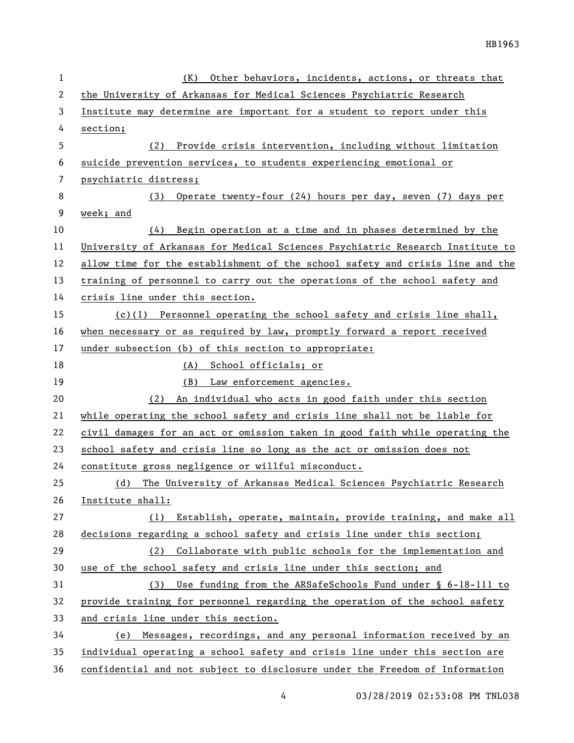(K) Other behaviors, incidents, actions, or threats that the University of Arkansas for Medical Sciences Psychiatric Research Institute may determine are important for a student to report under this section;

(2) Provide crisis intervention, including without limitation suicide prevention services, to students experiencing emotional or psychiatric distress;

(3) Operate twenty-four (24) hours per day, seven (7) days per week; and

(4) Begin operation at a time and in phases determined by the University of Arkansas for Medical Sciences Psychiatric Research Institute to allow time for the establishment of the school safety and crisis line and the training of personnel to carry out the operations of the school safety and crisis line under this section.

(c)(1) Personnel operating the school safety and crisis line shall, when necessary or as required by law, promptly forward a report received under subsection (b) of this section to appropriate:

(A) School officials; or

(B) Law enforcement agencies.

(2) An individual who acts in good faith under this section while operating the school safety and crisis line shall not be liable for civil damages for an act or omission taken in good faith while operating the school safety and crisis line so long as the act or omission does not constitute gross negligence or willful misconduct.

(d) The University of Arkansas Medical Sciences Psychiatric Research Institute shall:

(1) Establish, operate, maintain, provide training, and make all decisions regarding a school safety and crisis line under this section;

(2) Collaborate with public schools for the implementation and use of the school safety and crisis line under this section; and

(3) Use funding from the ARSafeSchools Fund under § 6-18-111 to provide training for personnel regarding the operation of the school safety and crisis line under this section.

(e) Messages, recordings, and any personal information received by an individual operating a school safety and crisis line under this section are confidential and not subject to disclosure under the Freedom of Information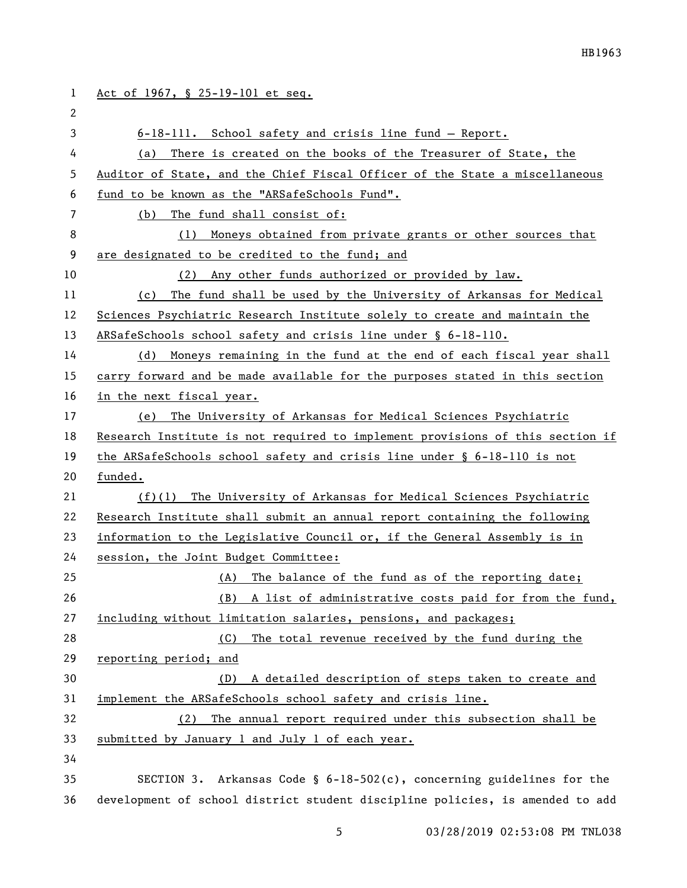Act of 1967, § 25-19-101 et seq.

6-18-111. School safety and crisis line fund — Report.

(a) There is created on the books of the Treasurer of State, the Auditor of State, and the Chief Fiscal Officer of the State a miscellaneous fund to be known as the "ARSafeSchools Fund".

(b) The fund shall consist of:

(1) Moneys obtained from private grants or other sources that are designated to be credited to the fund; and

(2) Any other funds authorized or provided by law.

(c) The fund shall be used by the University of Arkansas for Medical Sciences Psychiatric Research Institute solely to create and maintain the ARSafeSchools school safety and crisis line under § 6-18-110.

(d) Moneys remaining in the fund at the end of each fiscal year shall carry forward and be made available for the purposes stated in this section in the next fiscal year.

(e) The University of Arkansas for Medical Sciences Psychiatric Research Institute is not required to implement provisions of this section if the ARSafeSchools school safety and crisis line under § 6-18-110 is not funded.

(f)(1) The University of Arkansas for Medical Sciences Psychiatric Research Institute shall submit an annual report containing the following information to the Legislative Council or, if the General Assembly is in session, the Joint Budget Committee:

(A) The balance of the fund as of the reporting date;

(B) A list of administrative costs paid for from the fund, including without limitation salaries, pensions, and packages;

(C) The total revenue received by the fund during the reporting period; and

(D) A detailed description of steps taken to create and implement the ARSafeSchools school safety and crisis line.

(2) The annual report required under this subsection shall be submitted by January 1 and July 1 of each year.

SECTION 3. Arkansas Code § 6-18-502(c), concerning guidelines for the development of school district student discipline policies, is amended to add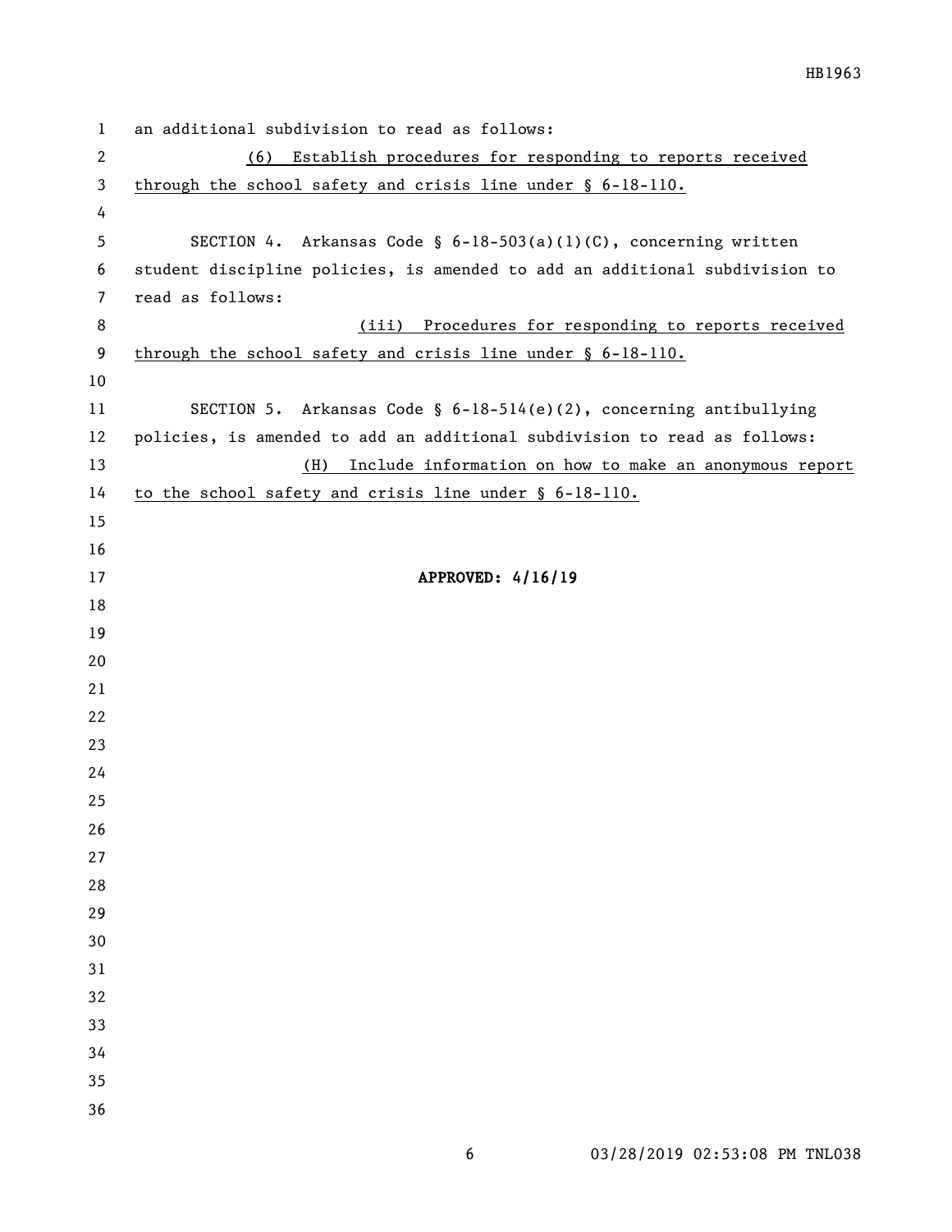an additional subdivision to read as follows:

(6) Establish procedures for responding to reports received through the school safety and crisis line under § 6-18-110.

SECTION 4. Arkansas Code § 6-18-503(a)(1)(C), concerning written student discipline policies, is amended to add an additional subdivision to read as follows:

(iii) Procedures for responding to reports received through the school safety and crisis line under § 6-18-110.

SECTION 5. Arkansas Code § 6-18-514(e)(2), concerning antibullying policies, is amended to add an additional subdivision to read as follows:

(H) Include information on how to make an anonymous report to the school safety and crisis line under § 6-18-110.

**APPROVED: 4/16/19**